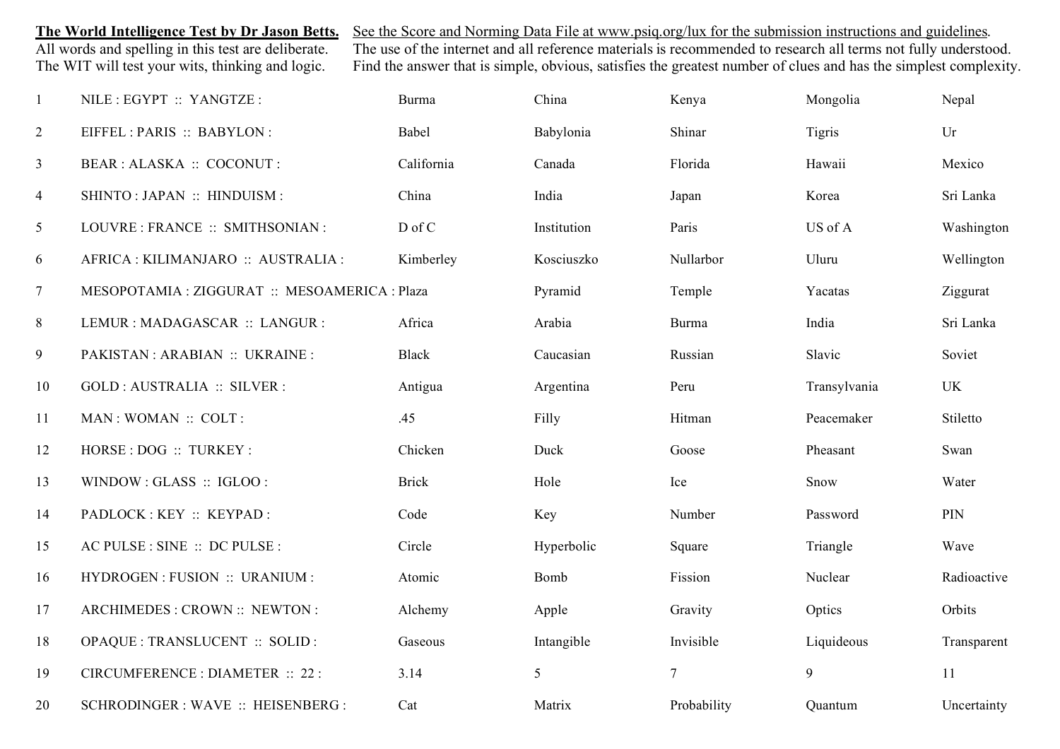**The World Intelligence Test by Dr Jason Betts.**
All words and spelling in this test are deliberate.
The WIT will test your wits, thinking and logic.

See the Score and Norming Data File at www.psiq.org/lux for the submission instructions and guidelines.
The use of the internet and all reference materials is recommended to research all terms not fully understood.
Find the answer that is simple, obvious, satisfies the greatest number of clues and has the simplest complexity.

| # | Question | | | | | |
|---|---|---|---|---|---|---|
| 1 | NILE : EGYPT :: YANGTZE : | Burma | China | Kenya | Mongolia | Nepal |
| 2 | EIFFEL : PARIS :: BABYLON : | Babel | Babylonia | Shinar | Tigris | Ur |
| 3 | BEAR : ALASKA :: COCONUT : | California | Canada | Florida | Hawaii | Mexico |
| 4 | SHINTO : JAPAN :: HINDUISM : | China | India | Japan | Korea | Sri Lanka |
| 5 | LOUVRE : FRANCE :: SMITHSONIAN : | D of C | Institution | Paris | US of A | Washington |
| 6 | AFRICA : KILIMANJARO :: AUSTRALIA : | Kimberley | Kosciuszko | Nullarbor | Uluru | Wellington |
| 7 | MESOPOTAMIA : ZIGGURAT :: MESOAMERICA : | Plaza | Pyramid | Temple | Yacatas | Ziggurat |
| 8 | LEMUR : MADAGASCAR :: LANGUR : | Africa | Arabia | Burma | India | Sri Lanka |
| 9 | PAKISTAN : ARABIAN :: UKRAINE : | Black | Caucasian | Russian | Slavic | Soviet |
| 10 | GOLD : AUSTRALIA :: SILVER : | Antigua | Argentina | Peru | Transylvania | UK |
| 11 | MAN : WOMAN :: COLT : | .45 | Filly | Hitman | Peacemaker | Stiletto |
| 12 | HORSE : DOG :: TURKEY : | Chicken | Duck | Goose | Pheasant | Swan |
| 13 | WINDOW : GLASS :: IGLOO : | Brick | Hole | Ice | Snow | Water |
| 14 | PADLOCK : KEY :: KEYPAD : | Code | Key | Number | Password | PIN |
| 15 | AC PULSE : SINE :: DC PULSE : | Circle | Hyperbolic | Square | Triangle | Wave |
| 16 | HYDROGEN : FUSION :: URANIUM : | Atomic | Bomb | Fission | Nuclear | Radioactive |
| 17 | ARCHIMEDES : CROWN :: NEWTON : | Alchemy | Apple | Gravity | Optics | Orbits |
| 18 | OPAQUE : TRANSLUCENT :: SOLID : | Gaseous | Intangible | Invisible | Liquideous | Transparent |
| 19 | CIRCUMFERENCE : DIAMETER :: 22 : | 3.14 | 5 | 7 | 9 | 11 |
| 20 | SCHRODINGER : WAVE :: HEISENBERG : | Cat | Matrix | Probability | Quantum | Uncertainty |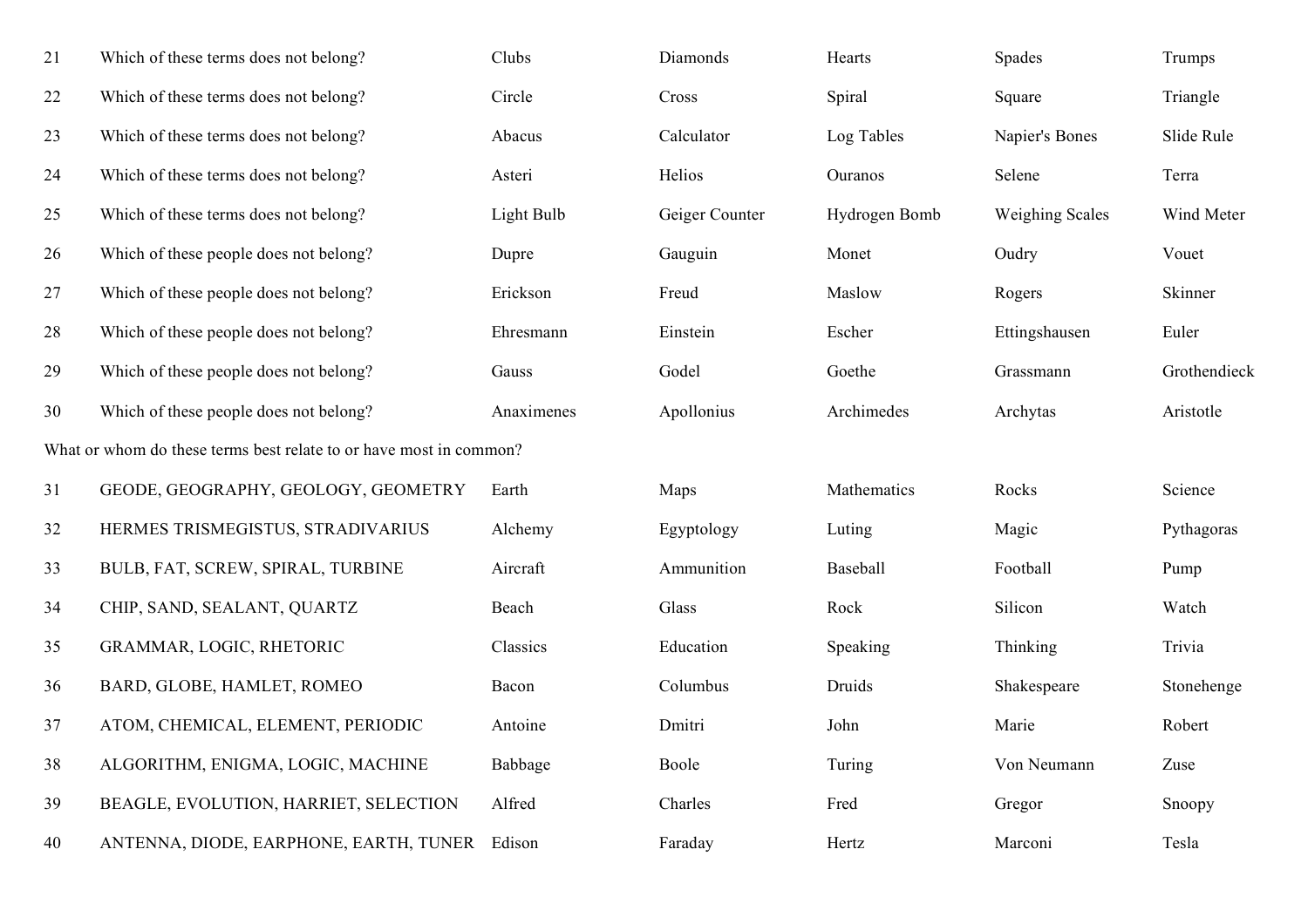| | | | | | | |
|---|---|---|---|---|---|---|
| 21 | Which of these terms does not belong? | Clubs | Diamonds | Hearts | Spades | Trumps |
| 22 | Which of these terms does not belong? | Circle | Cross | Spiral | Square | Triangle |
| 23 | Which of these terms does not belong? | Abacus | Calculator | Log Tables | Napier's Bones | Slide Rule |
| 24 | Which of these terms does not belong? | Asteri | Helios | Ouranos | Selene | Terra |
| 25 | Which of these terms does not belong? | Light Bulb | Geiger Counter | Hydrogen Bomb | Weighing Scales | Wind Meter |
| 26 | Which of these people does not belong? | Dupre | Gauguin | Monet | Oudry | Vouet |
| 27 | Which of these people does not belong? | Erickson | Freud | Maslow | Rogers | Skinner |
| 28 | Which of these people does not belong? | Ehresmann | Einstein | Escher | Ettingshausen | Euler |
| 29 | Which of these people does not belong? | Gauss | Godel | Goethe | Grassmann | Grothendieck |
| 30 | Which of these people does not belong? | Anaximenes | Apollonius | Archimedes | Archytas | Aristotle |

What or whom do these terms best relate to or have most in common?

| | | | | | | |
|---|---|---|---|---|---|---|
| 31 | GEODE, GEOGRAPHY, GEOLOGY, GEOMETRY | Earth | Maps | Mathematics | Rocks | Science |
| 32 | HERMES TRISMEGISTUS, STRADIVARIUS | Alchemy | Egyptology | Luting | Magic | Pythagoras |
| 33 | BULB, FAT, SCREW, SPIRAL, TURBINE | Aircraft | Ammunition | Baseball | Football | Pump |
| 34 | CHIP, SAND, SEALANT, QUARTZ | Beach | Glass | Rock | Silicon | Watch |
| 35 | GRAMMAR, LOGIC, RHETORIC | Classics | Education | Speaking | Thinking | Trivia |
| 36 | BARD, GLOBE, HAMLET, ROMEO | Bacon | Columbus | Druids | Shakespeare | Stonehenge |
| 37 | ATOM, CHEMICAL, ELEMENT, PERIODIC | Antoine | Dmitri | John | Marie | Robert |
| 38 | ALGORITHM, ENIGMA, LOGIC, MACHINE | Babbage | Boole | Turing | Von Neumann | Zuse |
| 39 | BEAGLE, EVOLUTION, HARRIET, SELECTION | Alfred | Charles | Fred | Gregor | Snoopy |
| 40 | ANTENNA, DIODE, EARPHONE, EARTH, TUNER | Edison | Faraday | Hertz | Marconi | Tesla |